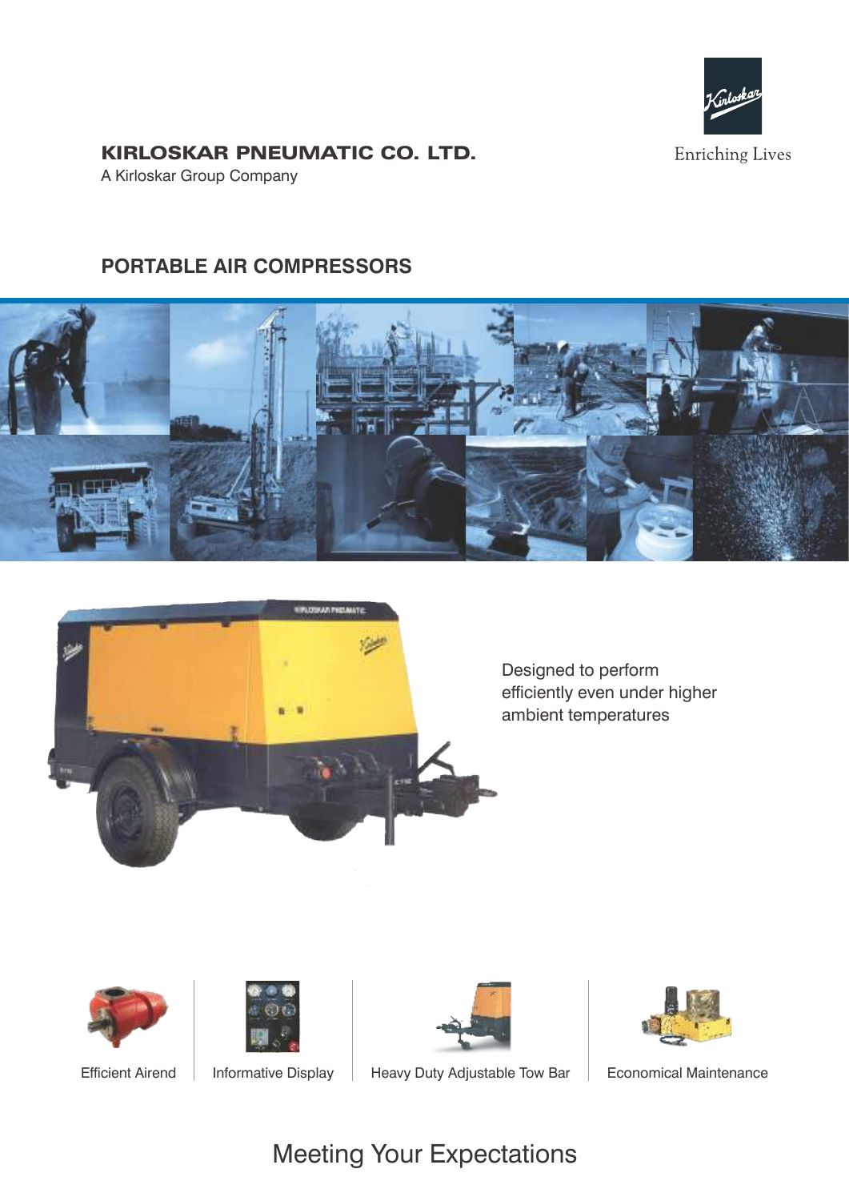**KIRLOSKAR PNEUMATIC CO. LTD.**
A Kirloskar Group Company

Enriching Lives

## PORTABLE AIR COMPRESSORS

Designed to perform efficiently even under higher ambient temperatures

- Efficient Airend
- Informative Display
- Heavy Duty Adjustable Tow Bar
- Economical Maintenance

## Meeting Your Expectations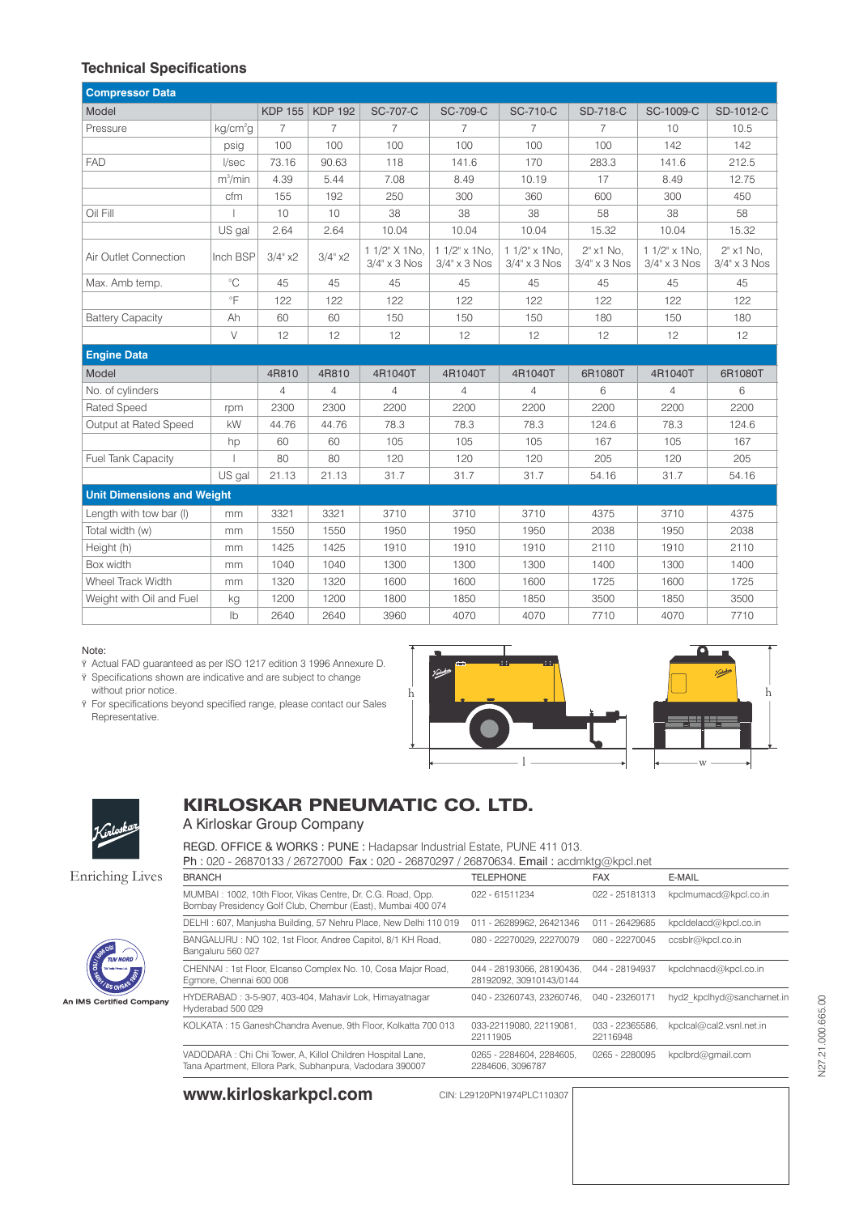## Technical Specifications

| Compressor Data | | | | | | | | | |
|---|---|---|---|---|---|---|---|---|---|
| Model | | KDP 155 | KDP 192 | SC-707-C | SC-709-C | SC-710-C | SD-718-C | SC-1009-C | SD-1012-C |
| Pressure | kg/cm$^2$g | 7 | 7 | 7 | 7 | 7 | 7 | 10 | 10.5 |
| | psig | 100 | 100 | 100 | 100 | 100 | 100 | 142 | 142 |
| FAD | l/sec | 73.16 | 90.63 | 118 | 141.6 | 170 | 283.3 | 141.6 | 212.5 |
| | m$^3$/min | 4.39 | 5.44 | 7.08 | 8.49 | 10.19 | 17 | 8.49 | 12.75 |
| | cfm | 155 | 192 | 250 | 300 | 360 | 600 | 300 | 450 |
| Oil Fill | l | 10 | 10 | 38 | 38 | 38 | 58 | 38 | 58 |
| | US gal | 2.64 | 2.64 | 10.04 | 10.04 | 10.04 | 15.32 | 10.04 | 15.32 |
| Air Outlet Connection | Inch BSP | 3/4" x2 | 3/4" x2 | 1 1/2" X 1No, 3/4" x 3 Nos | 1 1/2" x 1No, 3/4" x 3 Nos | 1 1/2" x 1No, 3/4" x 3 Nos | 2" x1 No, 3/4" x 3 Nos | 1 1/2" x 1No, 3/4" x 3 Nos | 2" x1 No, 3/4" x 3 Nos |
| Max. Amb temp. | °C | 45 | 45 | 45 | 45 | 45 | 45 | 45 | 45 |
| | °F | 122 | 122 | 122 | 122 | 122 | 122 | 122 | 122 |
| Battery Capacity | Ah | 60 | 60 | 150 | 150 | 150 | 180 | 150 | 180 |
| | V | 12 | 12 | 12 | 12 | 12 | 12 | 12 | 12 |
| **Engine Data** | | | | | | | | | |
| Model | | 4R810 | 4R810 | 4R1040T | 4R1040T | 4R1040T | 6R1080T | 4R1040T | 6R1080T |
| No. of cylinders | | 4 | 4 | 4 | 4 | 4 | 6 | 4 | 6 |
| Rated Speed | rpm | 2300 | 2300 | 2200 | 2200 | 2200 | 2200 | 2200 | 2200 |
| Output at Rated Speed | kW | 44.76 | 44.76 | 78.3 | 78.3 | 78.3 | 124.6 | 78.3 | 124.6 |
| | hp | 60 | 60 | 105 | 105 | 105 | 167 | 105 | 167 |
| Fuel Tank Capacity | l | 80 | 80 | 120 | 120 | 120 | 205 | 120 | 205 |
| | US gal | 21.13 | 21.13 | 31.7 | 31.7 | 31.7 | 54.16 | 31.7 | 54.16 |
| **Unit Dimensions and Weight** | | | | | | | | | |
| Length with tow bar (l) | mm | 3321 | 3321 | 3710 | 3710 | 3710 | 4375 | 3710 | 4375 |
| Total width (w) | mm | 1550 | 1550 | 1950 | 1950 | 1950 | 2038 | 1950 | 2038 |
| Height (h) | mm | 1425 | 1425 | 1910 | 1910 | 1910 | 2110 | 1910 | 2110 |
| Box width | mm | 1040 | 1040 | 1300 | 1300 | 1300 | 1400 | 1300 | 1400 |
| Wheel Track Width | mm | 1320 | 1320 | 1600 | 1600 | 1600 | 1725 | 1600 | 1725 |
| Weight with Oil and Fuel | kg | 1200 | 1200 | 1800 | 1850 | 1850 | 3500 | 1850 | 3500 |
| | lb | 2640 | 2640 | 3960 | 4070 | 4070 | 7710 | 4070 | 7710 |

Note:
- Actual FAD guaranteed as per ISO 1217 edition 3 1996 Annexure D.
- Specifications shown are indicative and are subject to change without prior notice.
- For specifications beyond specified range, please contact our Sales Representative.

h
l
h
w

Enriching Lives

An IMS Certified Company

# KIRLOSKAR PNEUMATIC CO. LTD.

A Kirloskar Group Company

REGD. OFFICE & WORKS : PUNE : Hadapsar Industrial Estate, PUNE 411 013.
Ph : 020 - 26870133 / 26727000 Fax : 020 - 26870297 / 26870634. Email : acdmktg@kpcl.net

| BRANCH | TELEPHONE | FAX | E-MAIL |
|---|---|---|---|
| MUMBAI : 1002, 10th Floor, Vikas Centre, Dr. C.G. Road, Opp. Bombay Presidency Golf Club, Chembur (East), Mumbai 400 074 | 022 - 61511234 | 022 - 25181313 | kpclmumacd@kpcl.co.in |
| DELHI : 607, Manjusha Building, 57 Nehru Place, New Delhi 110 019 | 011 - 26289962, 26421346 | 011 - 26429685 | kpcldelacd@kpcl.co.in |
| BANGALURU : NO 102, 1st Floor, Andree Capitol, 8/1 KH Road, Bangaluru 560 027 | 080 - 22270029, 22270079 | 080 - 22270045 | ccsblr@kpcl.co.in |
| CHENNAI : 1st Floor, Elcanso Complex No. 10, Cosa Major Road, Egmore, Chennai 600 008 | 044 - 28193066, 28190436, 28192092, 30910143/0144 | 044 - 28194937 | kpclchnacd@kpcl.co.in |
| HYDERABAD : 3-5-907, 403-404, Mahavir Lok, Himayatnagar Hyderabad 500 029 | 040 - 23260743, 23260746, | 040 - 23260171 | hyd2_kpclhyd@sancharnet.in |
| KOLKATA : 15 GaneshChandra Avenue, 9th Floor, Kolkatta 700 013 | 033-22119080, 22119081, 22111905 | 033 - 22365586, 22116948 | kpclcal@cal2.vsnl.net.in |
| VADODARA : Chi Chi Tower, A, Killol Children Hospital Lane, Tana Apartment, Ellora Park, Subhanpura, Vadodara 390007 | 0265 - 2284604, 2284605, 2284606, 3096787 | 0265 - 2280095 | kpclbrd@gmail.com |

**www.kirloskarkpcl.com**

CIN: L29120PN1974PLC110307

N27.21.000.665.00